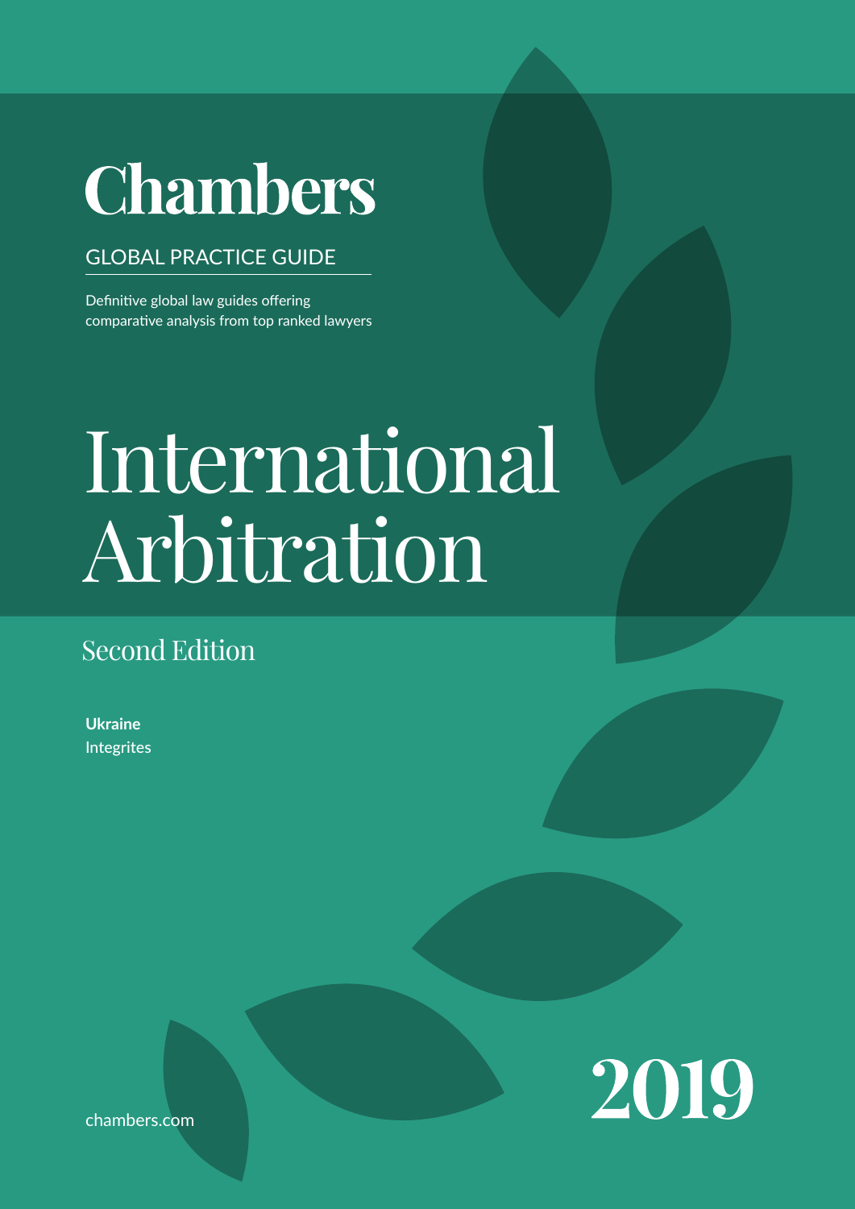# Chambers

GLOBAL PRACTICE GUIDE

Definitive global law guides offering comparative analysis from top ranked lawyers

# International Arbitration

## Second Edition

**Ukraine**
Integrites

chambers.com

2019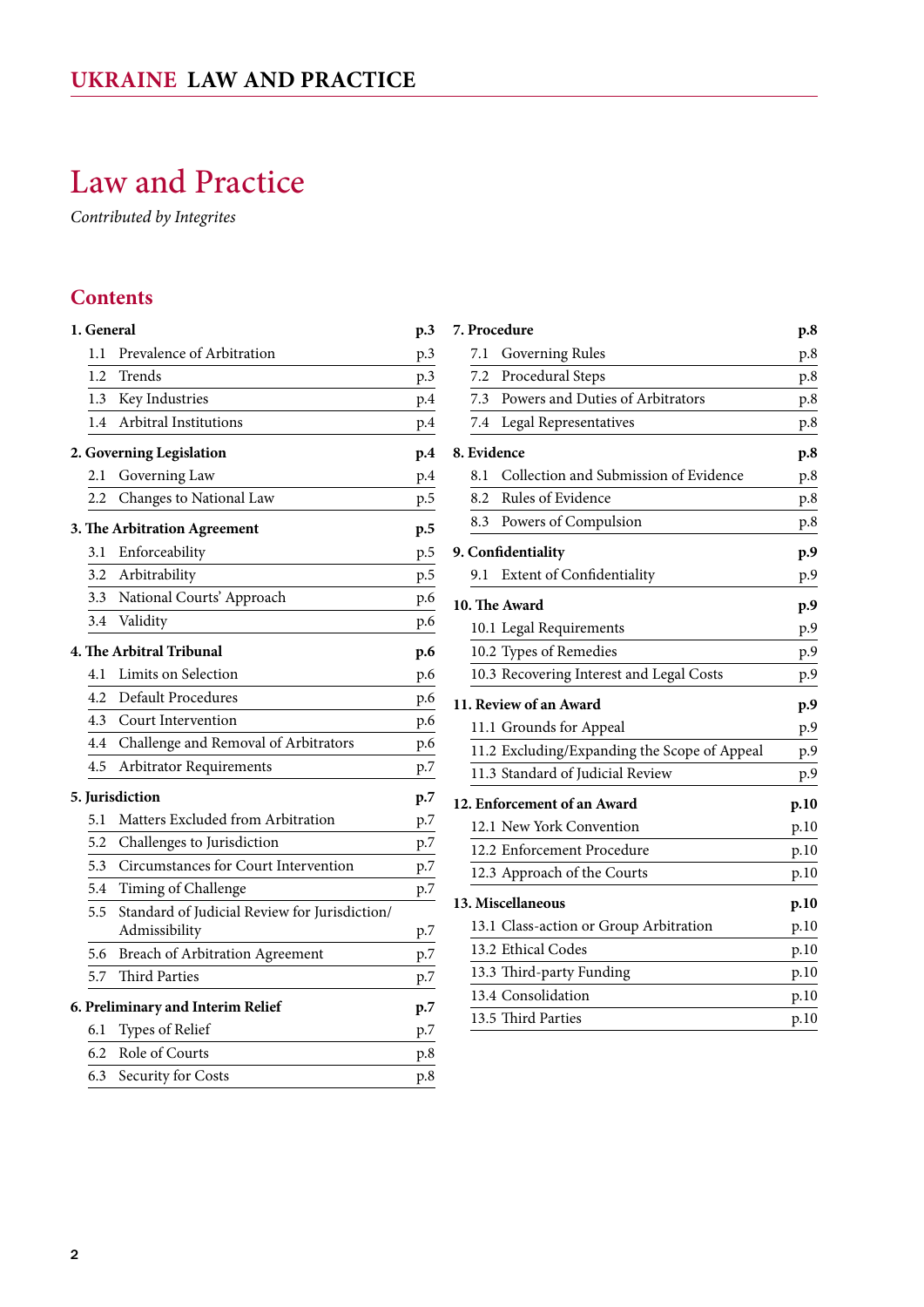# Law and Practice

*Contributed by Integrites*

## Contents

**1. General** p.3

- 1.1 Prevalence of Arbitration p.3
- 1.2 Trends p.3
- 1.3 Key Industries p.4
- 1.4 Arbitral Institutions p.4

**2. Governing Legislation** p.4

- 2.1 Governing Law p.4
- 2.2 Changes to National Law p.5

**3. The Arbitration Agreement** p.5

- 3.1 Enforceability p.5
- 3.2 Arbitrability p.5
- 3.3 National Courts' Approach p.6
- 3.4 Validity p.6

**4. The Arbitral Tribunal** p.6

- 4.1 Limits on Selection p.6
- 4.2 Default Procedures p.6
- 4.3 Court Intervention p.6
- 4.4 Challenge and Removal of Arbitrators p.6
- 4.5 Arbitrator Requirements p.7

**5. Jurisdiction** p.7

- 5.1 Matters Excluded from Arbitration p.7
- 5.2 Challenges to Jurisdiction p.7
- 5.3 Circumstances for Court Intervention p.7
- 5.4 Timing of Challenge p.7
- 5.5 Standard of Judicial Review for Jurisdiction/Admissibility p.7
- 5.6 Breach of Arbitration Agreement p.7
- 5.7 Third Parties p.7

**6. Preliminary and Interim Relief** p.7

- 6.1 Types of Relief p.7
- 6.2 Role of Courts p.8
- 6.3 Security for Costs p.8

**7. Procedure** p.8

- 7.1 Governing Rules p.8
- 7.2 Procedural Steps p.8
- 7.3 Powers and Duties of Arbitrators p.8
- 7.4 Legal Representatives p.8

**8. Evidence** p.8

- 8.1 Collection and Submission of Evidence p.8
- 8.2 Rules of Evidence p.8
- 8.3 Powers of Compulsion p.8

**9. Confidentiality** p.9

- 9.1 Extent of Confidentiality p.9

**10. The Award** p.9

- 10.1 Legal Requirements p.9
- 10.2 Types of Remedies p.9
- 10.3 Recovering Interest and Legal Costs p.9

**11. Review of an Award** p.9

- 11.1 Grounds for Appeal p.9
- 11.2 Excluding/Expanding the Scope of Appeal p.9
- 11.3 Standard of Judicial Review p.9

**12. Enforcement of an Award** p.10

- 12.1 New York Convention p.10
- 12.2 Enforcement Procedure p.10
- 12.3 Approach of the Courts p.10

**13. Miscellaneous** p.10

- 13.1 Class-action or Group Arbitration p.10
- 13.2 Ethical Codes p.10
- 13.3 Third-party Funding p.10
- 13.4 Consolidation p.10
- 13.5 Third Parties p.10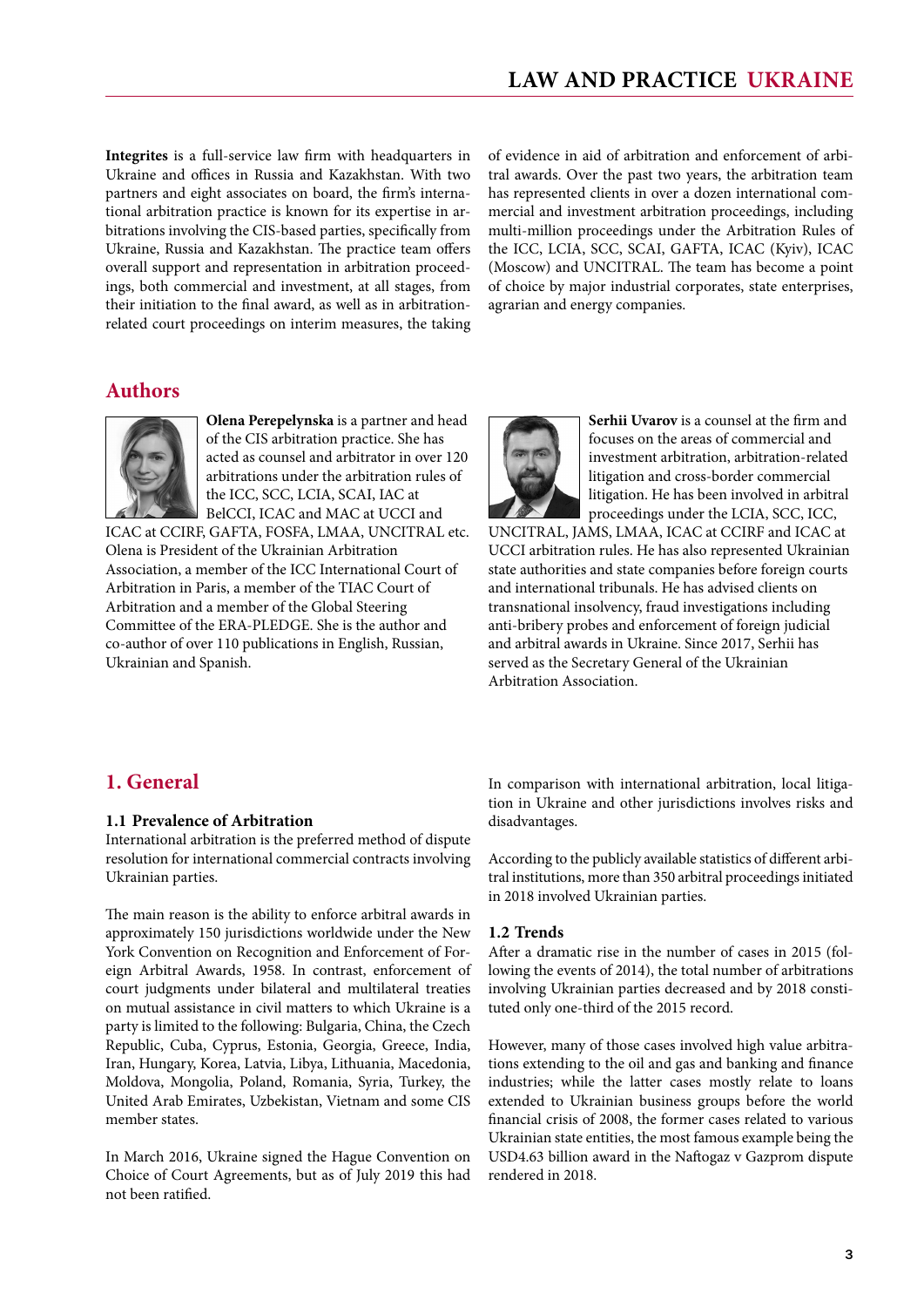**Integrites** is a full-service law firm with headquarters in Ukraine and offices in Russia and Kazakhstan. With two partners and eight associates on board, the firm's international arbitration practice is known for its expertise in arbitrations involving the CIS-based parties, specifically from Ukraine, Russia and Kazakhstan. The practice team offers overall support and representation in arbitration proceedings, both commercial and investment, at all stages, from their initiation to the final award, as well as in arbitration-related court proceedings on interim measures, the taking of evidence in aid of arbitration and enforcement of arbitral awards. Over the past two years, the arbitration team has represented clients in over a dozen international commercial and investment arbitration proceedings, including multi-million proceedings under the Arbitration Rules of the ICC, LCIA, SCC, SCAI, GAFTA, ICAC (Kyiv), ICAC (Moscow) and UNCITRAL. The team has become a point of choice by major industrial corporates, state enterprises, agrarian and energy companies.

## Authors

**Olena Perepelynska** is a partner and head of the CIS arbitration practice. She has acted as counsel and arbitrator in over 120 arbitrations under the arbitration rules of the ICC, SCC, LCIA, SCAI, IAC at BelCCI, ICAC and MAC at UCCI and ICAC at CCIRF, GAFTA, FOSFA, LMAA, UNCITRAL etc. Olena is President of the Ukrainian Arbitration Association, a member of the ICC International Court of Arbitration in Paris, a member of the TIAC Court of Arbitration and a member of the Global Steering Committee of the ERA-PLEDGE. She is the author and co-author of over 110 publications in English, Russian, Ukrainian and Spanish.

**Serhii Uvarov** is a counsel at the firm and focuses on the areas of commercial and investment arbitration, arbitration-related litigation and cross-border commercial litigation. He has been involved in arbitral proceedings under the LCIA, SCC, ICC, UNCITRAL, JAMS, LMAA, ICAC at CCIRF and ICAC at UCCI arbitration rules. He has also represented Ukrainian state authorities and state companies before foreign courts and international tribunals. He has advised clients on transnational insolvency, fraud investigations including anti-bribery probes and enforcement of foreign judicial and arbitral awards in Ukraine. Since 2017, Serhii has served as the Secretary General of the Ukrainian Arbitration Association.

## 1. General

### 1.1 Prevalence of Arbitration

International arbitration is the preferred method of dispute resolution for international commercial contracts involving Ukrainian parties.

The main reason is the ability to enforce arbitral awards in approximately 150 jurisdictions worldwide under the New York Convention on Recognition and Enforcement of Foreign Arbitral Awards, 1958. In contrast, enforcement of court judgments under bilateral and multilateral treaties on mutual assistance in civil matters to which Ukraine is a party is limited to the following: Bulgaria, China, the Czech Republic, Cuba, Cyprus, Estonia, Georgia, Greece, India, Iran, Hungary, Korea, Latvia, Libya, Lithuania, Macedonia, Moldova, Mongolia, Poland, Romania, Syria, Turkey, the United Arab Emirates, Uzbekistan, Vietnam and some CIS member states.

In March 2016, Ukraine signed the Hague Convention on Choice of Court Agreements, but as of July 2019 this had not been ratified.

In comparison with international arbitration, local litigation in Ukraine and other jurisdictions involves risks and disadvantages.

According to the publicly available statistics of different arbitral institutions, more than 350 arbitral proceedings initiated in 2018 involved Ukrainian parties.

### 1.2 Trends

After a dramatic rise in the number of cases in 2015 (following the events of 2014), the total number of arbitrations involving Ukrainian parties decreased and by 2018 constituted only one-third of the 2015 record.

However, many of those cases involved high value arbitrations extending to the oil and gas and banking and finance industries; while the latter cases mostly relate to loans extended to Ukrainian business groups before the world financial crisis of 2008, the former cases related to various Ukrainian state entities, the most famous example being the USD4.63 billion award in the Naftogaz v Gazprom dispute rendered in 2018.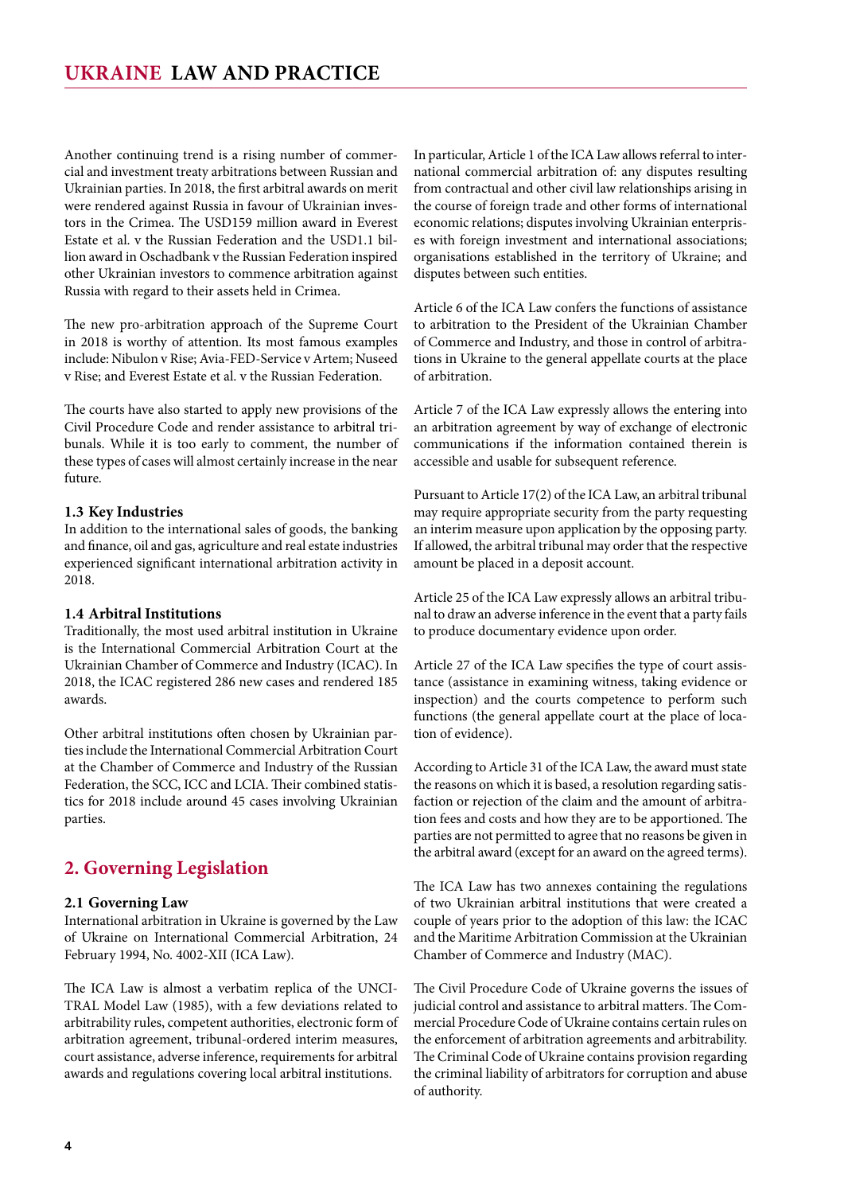Another continuing trend is a rising number of commercial and investment treaty arbitrations between Russian and Ukrainian parties. In 2018, the first arbitral awards on merit were rendered against Russia in favour of Ukrainian investors in the Crimea. The USD159 million award in Everest Estate et al. v the Russian Federation and the USD1.1 billion award in Oschadbank v the Russian Federation inspired other Ukrainian investors to commence arbitration against Russia with regard to their assets held in Crimea.

The new pro-arbitration approach of the Supreme Court in 2018 is worthy of attention. Its most famous examples include: Nibulon v Rise; Avia-FED-Service v Artem; Nuseed v Rise; and Everest Estate et al. v the Russian Federation.

The courts have also started to apply new provisions of the Civil Procedure Code and render assistance to arbitral tribunals. While it is too early to comment, the number of these types of cases will almost certainly increase in the near future.

### 1.3 Key Industries

In addition to the international sales of goods, the banking and finance, oil and gas, agriculture and real estate industries experienced significant international arbitration activity in 2018.

### 1.4 Arbitral Institutions

Traditionally, the most used arbitral institution in Ukraine is the International Commercial Arbitration Court at the Ukrainian Chamber of Commerce and Industry (ICAC). In 2018, the ICAC registered 286 new cases and rendered 185 awards.

Other arbitral institutions often chosen by Ukrainian parties include the International Commercial Arbitration Court at the Chamber of Commerce and Industry of the Russian Federation, the SCC, ICC and LCIA. Their combined statistics for 2018 include around 45 cases involving Ukrainian parties.

## 2. Governing Legislation

### 2.1 Governing Law

International arbitration in Ukraine is governed by the Law of Ukraine on International Commercial Arbitration, 24 February 1994, No. 4002-XII (ICA Law).

The ICA Law is almost a verbatim replica of the UNCITRAL Model Law (1985), with a few deviations related to arbitrability rules, competent authorities, electronic form of arbitration agreement, tribunal-ordered interim measures, court assistance, adverse inference, requirements for arbitral awards and regulations covering local arbitral institutions.

In particular, Article 1 of the ICA Law allows referral to international commercial arbitration of: any disputes resulting from contractual and other civil law relationships arising in the course of foreign trade and other forms of international economic relations; disputes involving Ukrainian enterprises with foreign investment and international associations; organisations established in the territory of Ukraine; and disputes between such entities.

Article 6 of the ICA Law confers the functions of assistance to arbitration to the President of the Ukrainian Chamber of Commerce and Industry, and those in control of arbitrations in Ukraine to the general appellate courts at the place of arbitration.

Article 7 of the ICA Law expressly allows the entering into an arbitration agreement by way of exchange of electronic communications if the information contained therein is accessible and usable for subsequent reference.

Pursuant to Article 17(2) of the ICA Law, an arbitral tribunal may require appropriate security from the party requesting an interim measure upon application by the opposing party. If allowed, the arbitral tribunal may order that the respective amount be placed in a deposit account.

Article 25 of the ICA Law expressly allows an arbitral tribunal to draw an adverse inference in the event that a party fails to produce documentary evidence upon order.

Article 27 of the ICA Law specifies the type of court assistance (assistance in examining witness, taking evidence or inspection) and the courts competence to perform such functions (the general appellate court at the place of location of evidence).

According to Article 31 of the ICA Law, the award must state the reasons on which it is based, a resolution regarding satisfaction or rejection of the claim and the amount of arbitration fees and costs and how they are to be apportioned. The parties are not permitted to agree that no reasons be given in the arbitral award (except for an award on the agreed terms).

The ICA Law has two annexes containing the regulations of two Ukrainian arbitral institutions that were created a couple of years prior to the adoption of this law: the ICAC and the Maritime Arbitration Commission at the Ukrainian Chamber of Commerce and Industry (MAC).

The Civil Procedure Code of Ukraine governs the issues of judicial control and assistance to arbitral matters. The Commercial Procedure Code of Ukraine contains certain rules on the enforcement of arbitration agreements and arbitrability. The Criminal Code of Ukraine contains provision regarding the criminal liability of arbitrators for corruption and abuse of authority.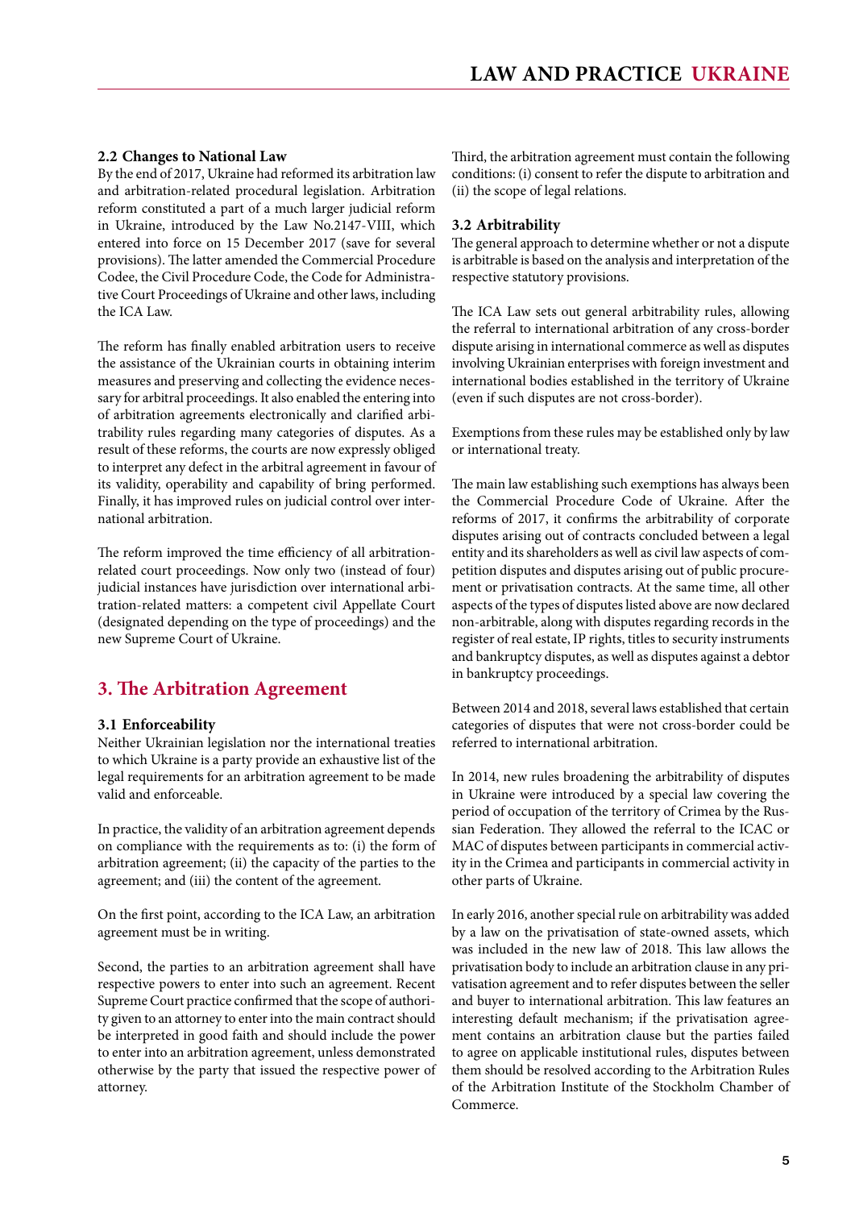### 2.2 Changes to National Law

By the end of 2017, Ukraine had reformed its arbitration law and arbitration-related procedural legislation. Arbitration reform constituted a part of a much larger judicial reform in Ukraine, introduced by the Law No.2147-VIII, which entered into force on 15 December 2017 (save for several provisions). The latter amended the Commercial Procedure Codee, the Civil Procedure Code, the Code for Administrative Court Proceedings of Ukraine and other laws, including the ICA Law.

The reform has finally enabled arbitration users to receive the assistance of the Ukrainian courts in obtaining interim measures and preserving and collecting the evidence necessary for arbitral proceedings. It also enabled the entering into of arbitration agreements electronically and clarified arbitrability rules regarding many categories of disputes. As a result of these reforms, the courts are now expressly obliged to interpret any defect in the arbitral agreement in favour of its validity, operability and capability of bring performed. Finally, it has improved rules on judicial control over international arbitration.

The reform improved the time efficiency of all arbitration-related court proceedings. Now only two (instead of four) judicial instances have jurisdiction over international arbitration-related matters: a competent civil Appellate Court (designated depending on the type of proceedings) and the new Supreme Court of Ukraine.

## 3. The Arbitration Agreement

### 3.1 Enforceability

Neither Ukrainian legislation nor the international treaties to which Ukraine is a party provide an exhaustive list of the legal requirements for an arbitration agreement to be made valid and enforceable.

In practice, the validity of an arbitration agreement depends on compliance with the requirements as to: (i) the form of arbitration agreement; (ii) the capacity of the parties to the agreement; and (iii) the content of the agreement.

On the first point, according to the ICA Law, an arbitration agreement must be in writing.

Second, the parties to an arbitration agreement shall have respective powers to enter into such an agreement. Recent Supreme Court practice confirmed that the scope of authority given to an attorney to enter into the main contract should be interpreted in good faith and should include the power to enter into an arbitration agreement, unless demonstrated otherwise by the party that issued the respective power of attorney.

Third, the arbitration agreement must contain the following conditions: (i) consent to refer the dispute to arbitration and (ii) the scope of legal relations.

### 3.2 Arbitrability

The general approach to determine whether or not a dispute is arbitrable is based on the analysis and interpretation of the respective statutory provisions.

The ICA Law sets out general arbitrability rules, allowing the referral to international arbitration of any cross-border dispute arising in international commerce as well as disputes involving Ukrainian enterprises with foreign investment and international bodies established in the territory of Ukraine (even if such disputes are not cross-border).

Exemptions from these rules may be established only by law or international treaty.

The main law establishing such exemptions has always been the Commercial Procedure Code of Ukraine. After the reforms of 2017, it confirms the arbitrability of corporate disputes arising out of contracts concluded between a legal entity and its shareholders as well as civil law aspects of competition disputes and disputes arising out of public procurement or privatisation contracts. At the same time, all other aspects of the types of disputes listed above are now declared non-arbitrable, along with disputes regarding records in the register of real estate, IP rights, titles to security instruments and bankruptcy disputes, as well as disputes against a debtor in bankruptcy proceedings.

Between 2014 and 2018, several laws established that certain categories of disputes that were not cross-border could be referred to international arbitration.

In 2014, new rules broadening the arbitrability of disputes in Ukraine were introduced by a special law covering the period of occupation of the territory of Crimea by the Russian Federation. They allowed the referral to the ICAC or MAC of disputes between participants in commercial activity in the Crimea and participants in commercial activity in other parts of Ukraine.

In early 2016, another special rule on arbitrability was added by a law on the privatisation of state-owned assets, which was included in the new law of 2018. This law allows the privatisation body to include an arbitration clause in any privatisation agreement and to refer disputes between the seller and buyer to international arbitration. This law features an interesting default mechanism; if the privatisation agreement contains an arbitration clause but the parties failed to agree on applicable institutional rules, disputes between them should be resolved according to the Arbitration Rules of the Arbitration Institute of the Stockholm Chamber of Commerce.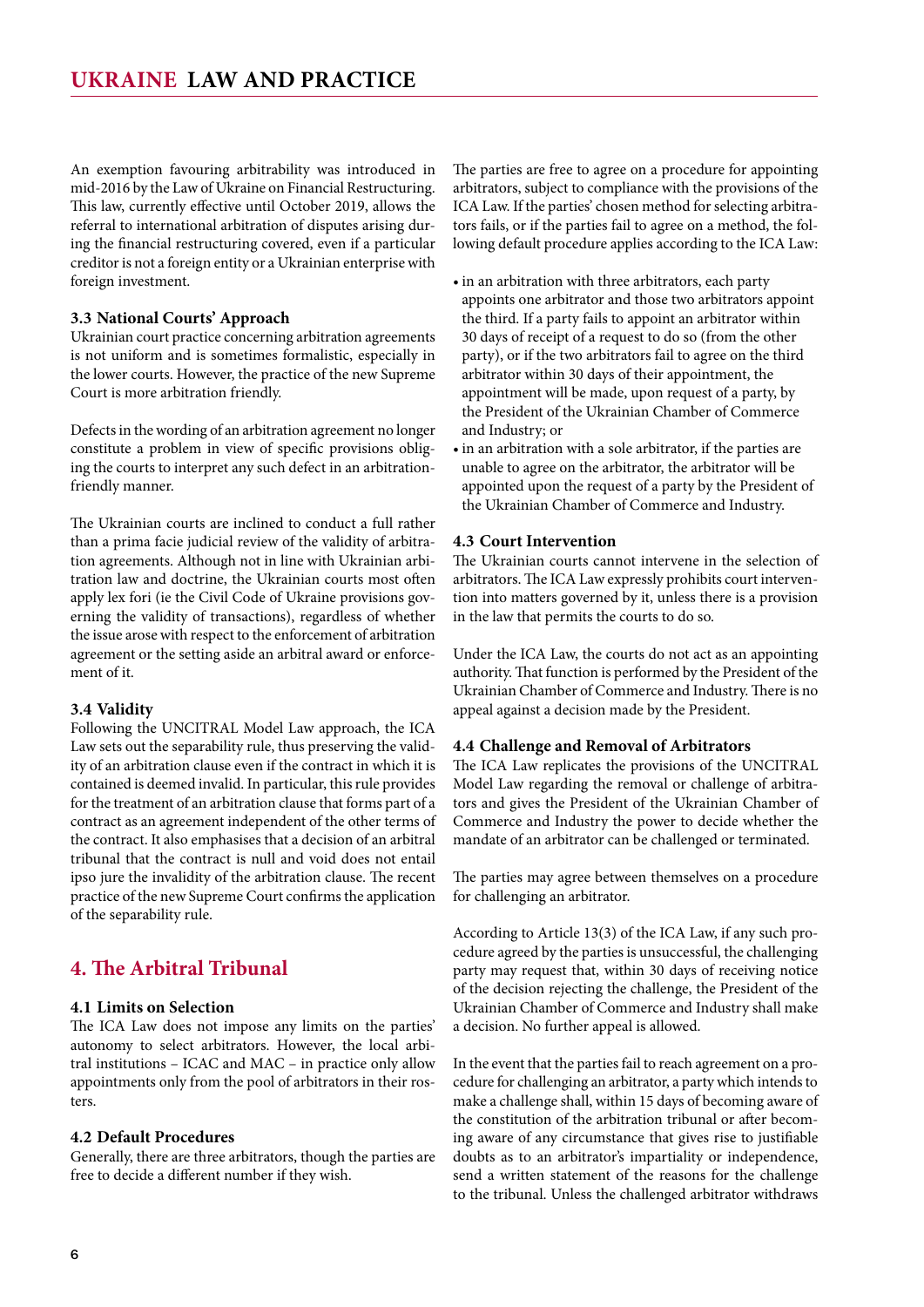An exemption favouring arbitrability was introduced in mid-2016 by the Law of Ukraine on Financial Restructuring. This law, currently effective until October 2019, allows the referral to international arbitration of disputes arising during the financial restructuring covered, even if a particular creditor is not a foreign entity or a Ukrainian enterprise with foreign investment.

### 3.3 National Courts' Approach

Ukrainian court practice concerning arbitration agreements is not uniform and is sometimes formalistic, especially in the lower courts. However, the practice of the new Supreme Court is more arbitration friendly.

Defects in the wording of an arbitration agreement no longer constitute a problem in view of specific provisions obliging the courts to interpret any such defect in an arbitration-friendly manner.

The Ukrainian courts are inclined to conduct a full rather than a prima facie judicial review of the validity of arbitration agreements. Although not in line with Ukrainian arbitration law and doctrine, the Ukrainian courts most often apply lex fori (ie the Civil Code of Ukraine provisions governing the validity of transactions), regardless of whether the issue arose with respect to the enforcement of arbitration agreement or the setting aside an arbitral award or enforcement of it.

### 3.4 Validity

Following the UNCITRAL Model Law approach, the ICA Law sets out the separability rule, thus preserving the validity of an arbitration clause even if the contract in which it is contained is deemed invalid. In particular, this rule provides for the treatment of an arbitration clause that forms part of a contract as an agreement independent of the other terms of the contract. It also emphasises that a decision of an arbitral tribunal that the contract is null and void does not entail ipso jure the invalidity of the arbitration clause. The recent practice of the new Supreme Court confirms the application of the separability rule.

## 4. The Arbitral Tribunal

### 4.1 Limits on Selection

The ICA Law does not impose any limits on the parties' autonomy to select arbitrators. However, the local arbitral institutions – ICAC and MAC – in practice only allow appointments only from the pool of arbitrators in their rosters.

### 4.2 Default Procedures

Generally, there are three arbitrators, though the parties are free to decide a different number if they wish.

The parties are free to agree on a procedure for appointing arbitrators, subject to compliance with the provisions of the ICA Law. If the parties' chosen method for selecting arbitrators fails, or if the parties fail to agree on a method, the following default procedure applies according to the ICA Law:

- in an arbitration with three arbitrators, each party appoints one arbitrator and those two arbitrators appoint the third. If a party fails to appoint an arbitrator within 30 days of receipt of a request to do so (from the other party), or if the two arbitrators fail to agree on the third arbitrator within 30 days of their appointment, the appointment will be made, upon request of a party, by the President of the Ukrainian Chamber of Commerce and Industry; or
- in an arbitration with a sole arbitrator, if the parties are unable to agree on the arbitrator, the arbitrator will be appointed upon the request of a party by the President of the Ukrainian Chamber of Commerce and Industry.

### 4.3 Court Intervention

The Ukrainian courts cannot intervene in the selection of arbitrators. The ICA Law expressly prohibits court intervention into matters governed by it, unless there is a provision in the law that permits the courts to do so.

Under the ICA Law, the courts do not act as an appointing authority. That function is performed by the President of the Ukrainian Chamber of Commerce and Industry. There is no appeal against a decision made by the President.

### 4.4 Challenge and Removal of Arbitrators

The ICA Law replicates the provisions of the UNCITRAL Model Law regarding the removal or challenge of arbitrators and gives the President of the Ukrainian Chamber of Commerce and Industry the power to decide whether the mandate of an arbitrator can be challenged or terminated.

The parties may agree between themselves on a procedure for challenging an arbitrator.

According to Article 13(3) of the ICA Law, if any such procedure agreed by the parties is unsuccessful, the challenging party may request that, within 30 days of receiving notice of the decision rejecting the challenge, the President of the Ukrainian Chamber of Commerce and Industry shall make a decision. No further appeal is allowed.

In the event that the parties fail to reach agreement on a procedure for challenging an arbitrator, a party which intends to make a challenge shall, within 15 days of becoming aware of the constitution of the arbitration tribunal or after becoming aware of any circumstance that gives rise to justifiable doubts as to an arbitrator's impartiality or independence, send a written statement of the reasons for the challenge to the tribunal. Unless the challenged arbitrator withdraws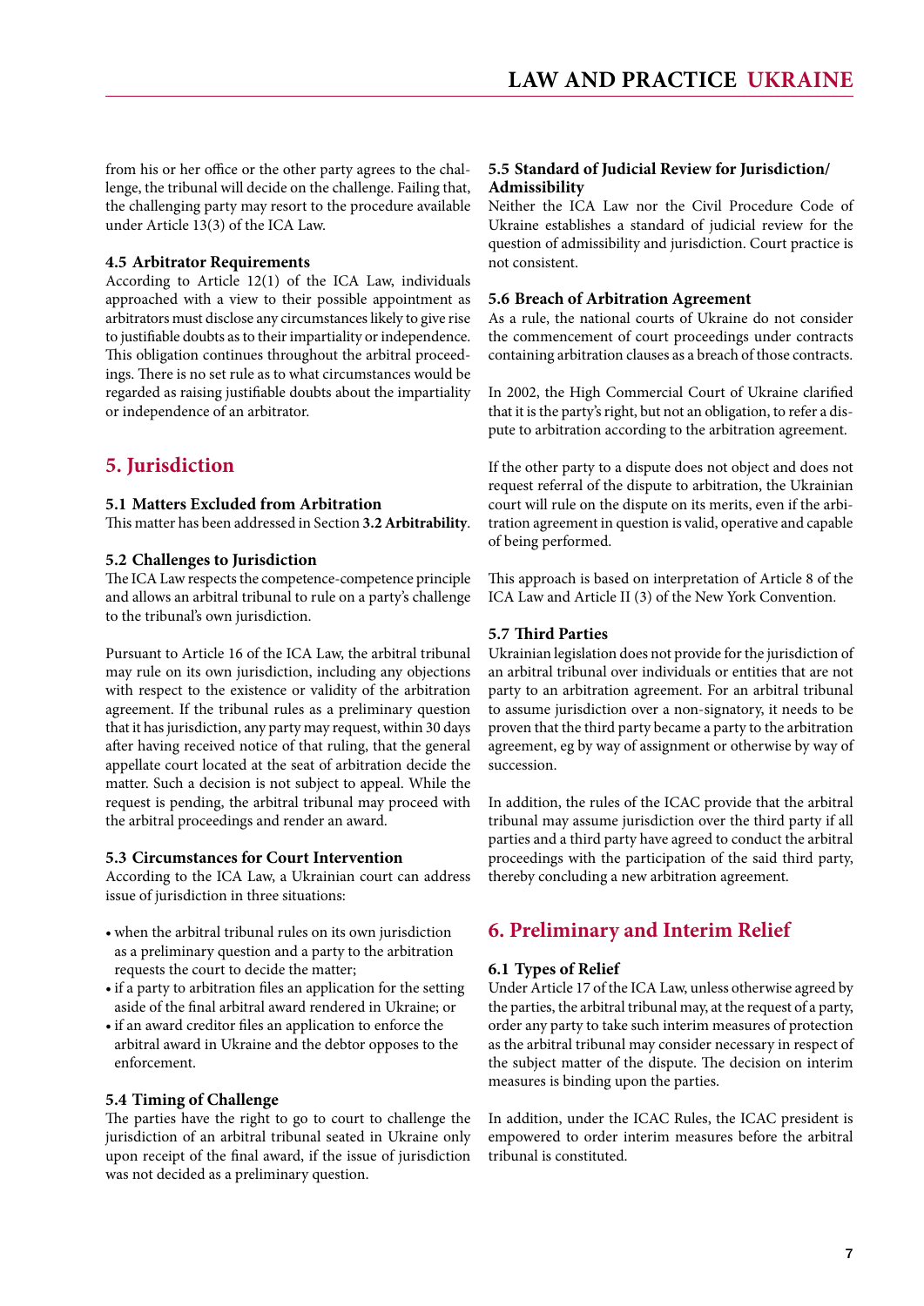from his or her office or the other party agrees to the challenge, the tribunal will decide on the challenge. Failing that, the challenging party may resort to the procedure available under Article 13(3) of the ICA Law.

### 4.5 Arbitrator Requirements

According to Article 12(1) of the ICA Law, individuals approached with a view to their possible appointment as arbitrators must disclose any circumstances likely to give rise to justifiable doubts as to their impartiality or independence. This obligation continues throughout the arbitral proceedings. There is no set rule as to what circumstances would be regarded as raising justifiable doubts about the impartiality or independence of an arbitrator.

## 5. Jurisdiction

### 5.1 Matters Excluded from Arbitration

This matter has been addressed in Section **3.2 Arbitrability**.

### 5.2 Challenges to Jurisdiction

The ICA Law respects the competence-competence principle and allows an arbitral tribunal to rule on a party's challenge to the tribunal's own jurisdiction.

Pursuant to Article 16 of the ICA Law, the arbitral tribunal may rule on its own jurisdiction, including any objections with respect to the existence or validity of the arbitration agreement. If the tribunal rules as a preliminary question that it has jurisdiction, any party may request, within 30 days after having received notice of that ruling, that the general appellate court located at the seat of arbitration decide the matter. Such a decision is not subject to appeal. While the request is pending, the arbitral tribunal may proceed with the arbitral proceedings and render an award.

### 5.3 Circumstances for Court Intervention

According to the ICA Law, a Ukrainian court can address issue of jurisdiction in three situations:

- when the arbitral tribunal rules on its own jurisdiction as a preliminary question and a party to the arbitration requests the court to decide the matter;
- if a party to arbitration files an application for the setting aside of the final arbitral award rendered in Ukraine; or
- if an award creditor files an application to enforce the arbitral award in Ukraine and the debtor opposes to the enforcement.

### 5.4 Timing of Challenge

The parties have the right to go to court to challenge the jurisdiction of an arbitral tribunal seated in Ukraine only upon receipt of the final award, if the issue of jurisdiction was not decided as a preliminary question.

### 5.5 Standard of Judicial Review for Jurisdiction/Admissibility

Neither the ICA Law nor the Civil Procedure Code of Ukraine establishes a standard of judicial review for the question of admissibility and jurisdiction. Court practice is not consistent.

### 5.6 Breach of Arbitration Agreement

As a rule, the national courts of Ukraine do not consider the commencement of court proceedings under contracts containing arbitration clauses as a breach of those contracts.

In 2002, the High Commercial Court of Ukraine clarified that it is the party's right, but not an obligation, to refer a dispute to arbitration according to the arbitration agreement.

If the other party to a dispute does not object and does not request referral of the dispute to arbitration, the Ukrainian court will rule on the dispute on its merits, even if the arbitration agreement in question is valid, operative and capable of being performed.

This approach is based on interpretation of Article 8 of the ICA Law and Article II (3) of the New York Convention.

### 5.7 Third Parties

Ukrainian legislation does not provide for the jurisdiction of an arbitral tribunal over individuals or entities that are not party to an arbitration agreement. For an arbitral tribunal to assume jurisdiction over a non-signatory, it needs to be proven that the third party became a party to the arbitration agreement, eg by way of assignment or otherwise by way of succession.

In addition, the rules of the ICAC provide that the arbitral tribunal may assume jurisdiction over the third party if all parties and a third party have agreed to conduct the arbitral proceedings with the participation of the said third party, thereby concluding a new arbitration agreement.

## 6. Preliminary and Interim Relief

### 6.1 Types of Relief

Under Article 17 of the ICA Law, unless otherwise agreed by the parties, the arbitral tribunal may, at the request of a party, order any party to take such interim measures of protection as the arbitral tribunal may consider necessary in respect of the subject matter of the dispute. The decision on interim measures is binding upon the parties.

In addition, under the ICAC Rules, the ICAC president is empowered to order interim measures before the arbitral tribunal is constituted.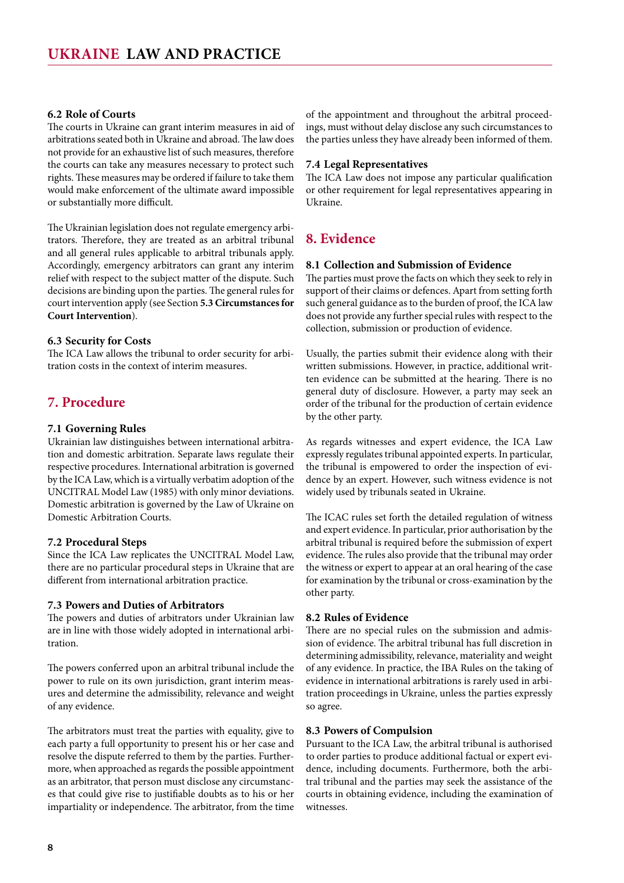### 6.2 Role of Courts

The courts in Ukraine can grant interim measures in aid of arbitrations seated both in Ukraine and abroad. The law does not provide for an exhaustive list of such measures, therefore the courts can take any measures necessary to protect such rights. These measures may be ordered if failure to take them would make enforcement of the ultimate award impossible or substantially more difficult.

The Ukrainian legislation does not regulate emergency arbitrators. Therefore, they are treated as an arbitral tribunal and all general rules applicable to arbitral tribunals apply. Accordingly, emergency arbitrators can grant any interim relief with respect to the subject matter of the dispute. Such decisions are binding upon the parties. The general rules for court intervention apply (see Section **5.3 Circumstances for Court Intervention**).

### 6.3 Security for Costs

The ICA Law allows the tribunal to order security for arbitration costs in the context of interim measures.

## 7. Procedure

### 7.1 Governing Rules

Ukrainian law distinguishes between international arbitration and domestic arbitration. Separate laws regulate their respective procedures. International arbitration is governed by the ICA Law, which is a virtually verbatim adoption of the UNCITRAL Model Law (1985) with only minor deviations. Domestic arbitration is governed by the Law of Ukraine on Domestic Arbitration Courts.

### 7.2 Procedural Steps

Since the ICA Law replicates the UNCITRAL Model Law, there are no particular procedural steps in Ukraine that are different from international arbitration practice.

### 7.3 Powers and Duties of Arbitrators

The powers and duties of arbitrators under Ukrainian law are in line with those widely adopted in international arbitration.

The powers conferred upon an arbitral tribunal include the power to rule on its own jurisdiction, grant interim measures and determine the admissibility, relevance and weight of any evidence.

The arbitrators must treat the parties with equality, give to each party a full opportunity to present his or her case and resolve the dispute referred to them by the parties. Furthermore, when approached as regards the possible appointment as an arbitrator, that person must disclose any circumstances that could give rise to justifiable doubts as to his or her impartiality or independence. The arbitrator, from the time of the appointment and throughout the arbitral proceedings, must without delay disclose any such circumstances to the parties unless they have already been informed of them.

### 7.4 Legal Representatives

The ICA Law does not impose any particular qualification or other requirement for legal representatives appearing in Ukraine.

## 8. Evidence

### 8.1 Collection and Submission of Evidence

The parties must prove the facts on which they seek to rely in support of their claims or defences. Apart from setting forth such general guidance as to the burden of proof, the ICA law does not provide any further special rules with respect to the collection, submission or production of evidence.

Usually, the parties submit their evidence along with their written submissions. However, in practice, additional written evidence can be submitted at the hearing. There is no general duty of disclosure. However, a party may seek an order of the tribunal for the production of certain evidence by the other party.

As regards witnesses and expert evidence, the ICA Law expressly regulates tribunal appointed experts. In particular, the tribunal is empowered to order the inspection of evidence by an expert. However, such witness evidence is not widely used by tribunals seated in Ukraine.

The ICAC rules set forth the detailed regulation of witness and expert evidence. In particular, prior authorisation by the arbitral tribunal is required before the submission of expert evidence. The rules also provide that the tribunal may order the witness or expert to appear at an oral hearing of the case for examination by the tribunal or cross-examination by the other party.

### 8.2 Rules of Evidence

There are no special rules on the submission and admission of evidence. The arbitral tribunal has full discretion in determining admissibility, relevance, materiality and weight of any evidence. In practice, the IBA Rules on the taking of evidence in international arbitrations is rarely used in arbitration proceedings in Ukraine, unless the parties expressly so agree.

### 8.3 Powers of Compulsion

Pursuant to the ICA Law, the arbitral tribunal is authorised to order parties to produce additional factual or expert evidence, including documents. Furthermore, both the arbitral tribunal and the parties may seek the assistance of the courts in obtaining evidence, including the examination of witnesses.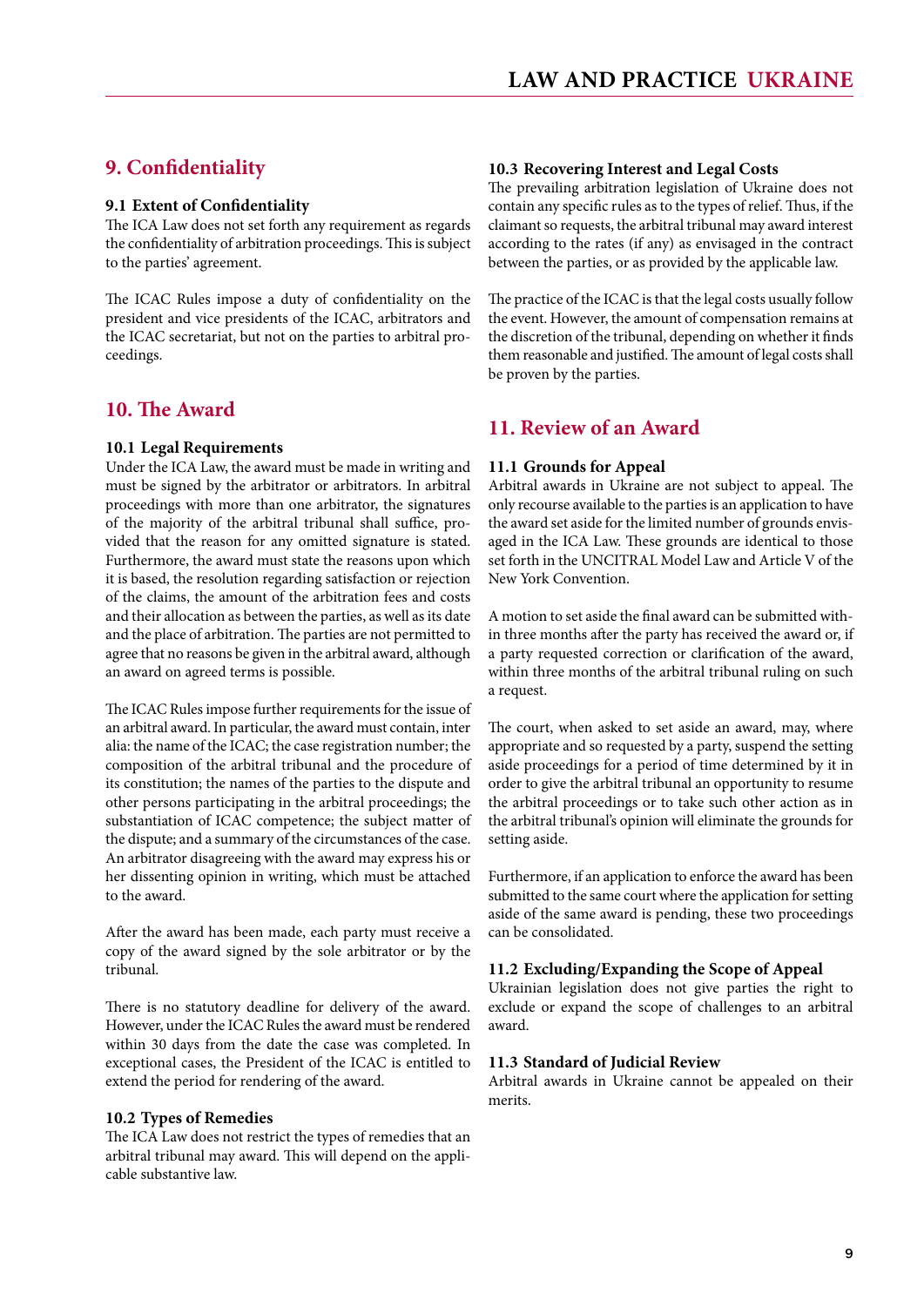## 9. Confidentiality

### 9.1 Extent of Confidentiality

The ICA Law does not set forth any requirement as regards the confidentiality of arbitration proceedings. This is subject to the parties' agreement.

The ICAC Rules impose a duty of confidentiality on the president and vice presidents of the ICAC, arbitrators and the ICAC secretariat, but not on the parties to arbitral proceedings.

## 10. The Award

### 10.1 Legal Requirements

Under the ICA Law, the award must be made in writing and must be signed by the arbitrator or arbitrators. In arbitral proceedings with more than one arbitrator, the signatures of the majority of the arbitral tribunal shall suffice, provided that the reason for any omitted signature is stated. Furthermore, the award must state the reasons upon which it is based, the resolution regarding satisfaction or rejection of the claims, the amount of the arbitration fees and costs and their allocation as between the parties, as well as its date and the place of arbitration. The parties are not permitted to agree that no reasons be given in the arbitral award, although an award on agreed terms is possible.

The ICAC Rules impose further requirements for the issue of an arbitral award. In particular, the award must contain, inter alia: the name of the ICAC; the case registration number; the composition of the arbitral tribunal and the procedure of its constitution; the names of the parties to the dispute and other persons participating in the arbitral proceedings; the substantiation of ICAC competence; the subject matter of the dispute; and a summary of the circumstances of the case. An arbitrator disagreeing with the award may express his or her dissenting opinion in writing, which must be attached to the award.

After the award has been made, each party must receive a copy of the award signed by the sole arbitrator or by the tribunal.

There is no statutory deadline for delivery of the award. However, under the ICAC Rules the award must be rendered within 30 days from the date the case was completed. In exceptional cases, the President of the ICAC is entitled to extend the period for rendering of the award.

### 10.2 Types of Remedies

The ICA Law does not restrict the types of remedies that an arbitral tribunal may award. This will depend on the applicable substantive law.

### 10.3 Recovering Interest and Legal Costs

The prevailing arbitration legislation of Ukraine does not contain any specific rules as to the types of relief. Thus, if the claimant so requests, the arbitral tribunal may award interest according to the rates (if any) as envisaged in the contract between the parties, or as provided by the applicable law.

The practice of the ICAC is that the legal costs usually follow the event. However, the amount of compensation remains at the discretion of the tribunal, depending on whether it finds them reasonable and justified. The amount of legal costs shall be proven by the parties.

## 11. Review of an Award

### 11.1 Grounds for Appeal

Arbitral awards in Ukraine are not subject to appeal. The only recourse available to the parties is an application to have the award set aside for the limited number of grounds envisaged in the ICA Law. These grounds are identical to those set forth in the UNCITRAL Model Law and Article V of the New York Convention.

A motion to set aside the final award can be submitted within three months after the party has received the award or, if a party requested correction or clarification of the award, within three months of the arbitral tribunal ruling on such a request.

The court, when asked to set aside an award, may, where appropriate and so requested by a party, suspend the setting aside proceedings for a period of time determined by it in order to give the arbitral tribunal an opportunity to resume the arbitral proceedings or to take such other action as in the arbitral tribunal's opinion will eliminate the grounds for setting aside.

Furthermore, if an application to enforce the award has been submitted to the same court where the application for setting aside of the same award is pending, these two proceedings can be consolidated.

### 11.2 Excluding/Expanding the Scope of Appeal

Ukrainian legislation does not give parties the right to exclude or expand the scope of challenges to an arbitral award.

### 11.3 Standard of Judicial Review

Arbitral awards in Ukraine cannot be appealed on their merits.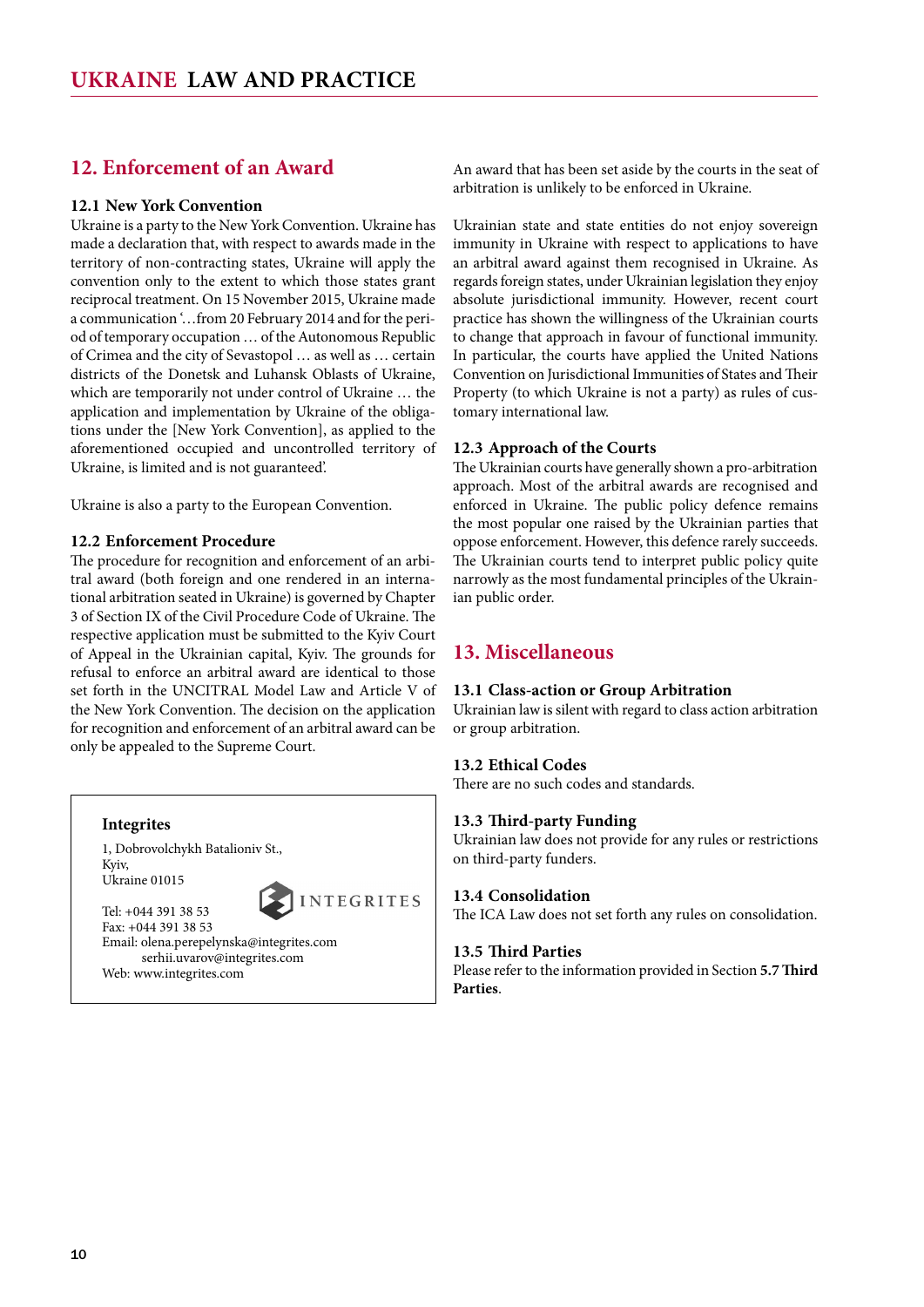## 12. Enforcement of an Award

### 12.1 New York Convention

Ukraine is a party to the New York Convention. Ukraine has made a declaration that, with respect to awards made in the territory of non-contracting states, Ukraine will apply the convention only to the extent to which those states grant reciprocal treatment. On 15 November 2015, Ukraine made a communication '…from 20 February 2014 and for the period of temporary occupation … of the Autonomous Republic of Crimea and the city of Sevastopol … as well as … certain districts of the Donetsk and Luhansk Oblasts of Ukraine, which are temporarily not under control of Ukraine … the application and implementation by Ukraine of the obligations under the [New York Convention], as applied to the aforementioned occupied and uncontrolled territory of Ukraine, is limited and is not guaranteed'.

Ukraine is also a party to the European Convention.

### 12.2 Enforcement Procedure

The procedure for recognition and enforcement of an arbitral award (both foreign and one rendered in an international arbitration seated in Ukraine) is governed by Chapter 3 of Section IX of the Civil Procedure Code of Ukraine. The respective application must be submitted to the Kyiv Court of Appeal in the Ukrainian capital, Kyiv. The grounds for refusal to enforce an arbitral award are identical to those set forth in the UNCITRAL Model Law and Article V of the New York Convention. The decision on the application for recognition and enforcement of an arbitral award can be only be appealed to the Supreme Court.

An award that has been set aside by the courts in the seat of arbitration is unlikely to be enforced in Ukraine.

Ukrainian state and state entities do not enjoy sovereign immunity in Ukraine with respect to applications to have an arbitral award against them recognised in Ukraine. As regards foreign states, under Ukrainian legislation they enjoy absolute jurisdictional immunity. However, recent court practice has shown the willingness of the Ukrainian courts to change that approach in favour of functional immunity. In particular, the courts have applied the United Nations Convention on Jurisdictional Immunities of States and Their Property (to which Ukraine is not a party) as rules of customary international law.

### 12.3 Approach of the Courts

The Ukrainian courts have generally shown a pro-arbitration approach. Most of the arbitral awards are recognised and enforced in Ukraine. The public policy defence remains the most popular one raised by the Ukrainian parties that oppose enforcement. However, this defence rarely succeeds. The Ukrainian courts tend to interpret public policy quite narrowly as the most fundamental principles of the Ukrainian public order.

## 13. Miscellaneous

### 13.1 Class-action or Group Arbitration

Ukrainian law is silent with regard to class action arbitration or group arbitration.

### 13.2 Ethical Codes

There are no such codes and standards.

### 13.3 Third-party Funding

Ukrainian law does not provide for any rules or restrictions on third-party funders.

### 13.4 Consolidation

The ICA Law does not set forth any rules on consolidation.

### 13.5 Third Parties

Please refer to the information provided in Section **5.7 Third Parties**.

**Integrites**

1, Dobrovolchykh Batalioniv St.,
Kyiv,
Ukraine 01015

INTEGRITES

Tel: +044 391 38 53
Fax: +044 391 38 53
Email: olena.perepelynska@integrites.com
serhii.uvarov@integrites.com
Web: www.integrites.com